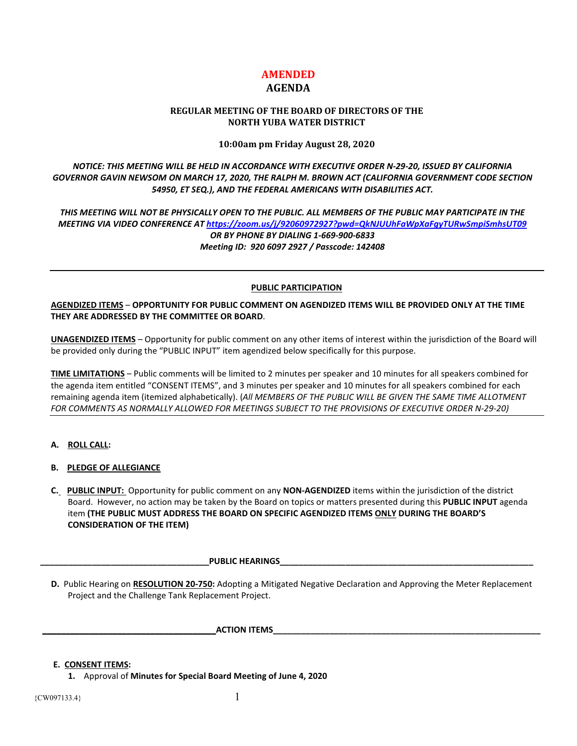# AMENDED
# AGENDA

## REGULAR MEETING OF THE BOARD OF DIRECTORS OF THE NORTH YUBA WATER DISTRICT

**10:00am pm Friday August 28, 2020**

***NOTICE: THIS MEETING WILL BE HELD IN ACCORDANCE WITH EXECUTIVE ORDER N-29-20, ISSUED BY CALIFORNIA GOVERNOR GAVIN NEWSOM ON MARCH 17, 2020, THE RALPH M. BROWN ACT (CALIFORNIA GOVERNMENT CODE SECTION 54950, ET SEQ.), AND THE FEDERAL AMERICANS WITH DISABILITIES ACT.***

***THIS MEETING WILL NOT BE PHYSICALLY OPEN TO THE PUBLIC. ALL MEMBERS OF THE PUBLIC MAY PARTICIPATE IN THE MEETING VIA VIDEO CONFERENCE AT https://zoom.us/j/92060972927?pwd=QkNJUUhFaWpXaFgyTURwSmpiSmhsUT09 OR BY PHONE BY DIALING 1-669-900-6833***
***Meeting ID: 920 6097 2927 / Passcode: 142408***

---

**PUBLIC PARTICIPATION**

**AGENDIZED ITEMS** – **OPPORTUNITY FOR PUBLIC COMMENT ON AGENDIZED ITEMS WILL BE PROVIDED ONLY AT THE TIME THEY ARE ADDRESSED BY THE COMMITTEE OR BOARD**.

**UNAGENDIZED ITEMS** – Opportunity for public comment on any other items of interest within the jurisdiction of the Board will be provided only during the "PUBLIC INPUT" item agendized below specifically for this purpose.

**TIME LIMITATIONS** – Public comments will be limited to 2 minutes per speaker and 10 minutes for all speakers combined for the agenda item entitled "CONSENT ITEMS", and 3 minutes per speaker and 10 minutes for all speakers combined for each remaining agenda item (itemized alphabetically). (*All MEMBERS OF THE PUBLIC WILL BE GIVEN THE SAME TIME ALLOTMENT FOR COMMENTS AS NORMALLY ALLOWED FOR MEETINGS SUBJECT TO THE PROVISIONS OF EXECUTIVE ORDER N-29-20)*

---

**A. ROLL CALL:**

**B. PLEDGE OF ALLEGIANCE**

**C. PUBLIC INPUT:** Opportunity for public comment on any **NON-AGENDIZED** items within the jurisdiction of the district Board. However, no action may be taken by the Board on topics or matters presented during this **PUBLIC INPUT** agenda item **(THE PUBLIC MUST ADDRESS THE BOARD ON SPECIFIC AGENDIZED ITEMS ONLY DURING THE BOARD'S CONSIDERATION OF THE ITEM)**

**PUBLIC HEARINGS**

**D.** Public Hearing on **RESOLUTION 20-750:** Adopting a Mitigated Negative Declaration and Approving the Meter Replacement Project and the Challenge Tank Replacement Project.

**ACTION ITEMS**

**E. CONSENT ITEMS:**

1. Approval of **Minutes for Special Board Meeting of June 4, 2020**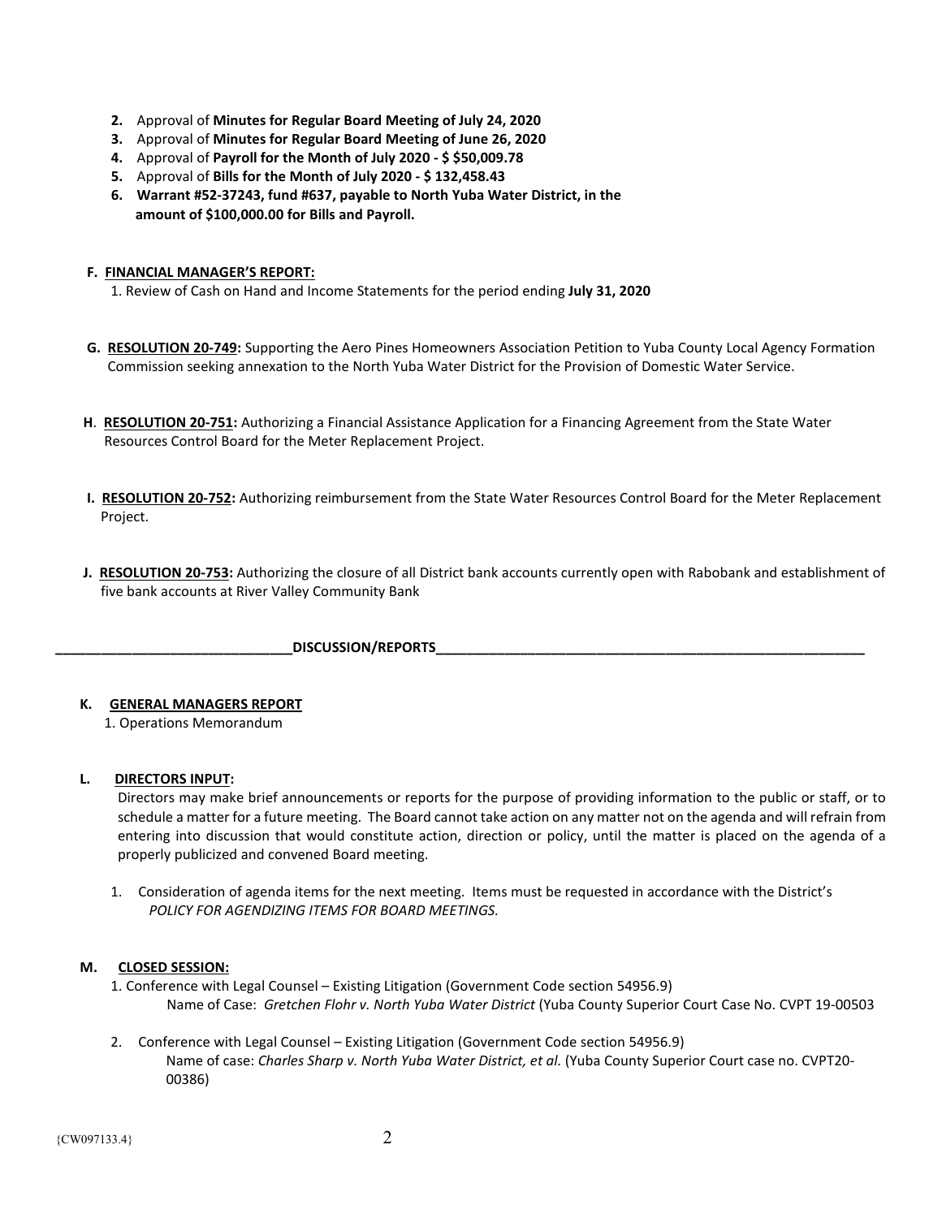2. Approval of **Minutes for Regular Board Meeting of July 24, 2020**
3. Approval of **Minutes for Regular Board Meeting of June 26, 2020**
4. Approval of **Payroll for the Month of July 2020 - $ $50,009.78**
5. Approval of **Bills for the Month of July 2020 - $ 132,458.43**
6. **Warrant #52-37243, fund #637, payable to North Yuba Water District, in the amount of $100,000.00 for Bills and Payroll.**

**F. <u>FINANCIAL MANAGER'S REPORT:</u>**

1. Review of Cash on Hand and Income Statements for the period ending **July 31, 2020**

**G. <u>RESOLUTION 20-749</u>:** Supporting the Aero Pines Homeowners Association Petition to Yuba County Local Agency Formation Commission seeking annexation to the North Yuba Water District for the Provision of Domestic Water Service.

**H. <u>RESOLUTION 20-751</u>:** Authorizing a Financial Assistance Application for a Financing Agreement from the State Water Resources Control Board for the Meter Replacement Project.

**I. <u>RESOLUTION 20-752</u>:** Authorizing reimbursement from the State Water Resources Control Board for the Meter Replacement Project.

**J. <u>RESOLUTION 20-753</u>:** Authorizing the closure of all District bank accounts currently open with Rabobank and establishment of five bank accounts at River Valley Community Bank

**DISCUSSION/REPORTS**

**K. <u>GENERAL MANAGERS REPORT</u>**

1. Operations Memorandum

**L. <u>DIRECTORS INPUT</u>:**

Directors may make brief announcements or reports for the purpose of providing information to the public or staff, or to schedule a matter for a future meeting. The Board cannot take action on any matter not on the agenda and will refrain from entering into discussion that would constitute action, direction or policy, until the matter is placed on the agenda of a properly publicized and convened Board meeting.

1. Consideration of agenda items for the next meeting. Items must be requested in accordance with the District's *POLICY FOR AGENDIZING ITEMS FOR BOARD MEETINGS.*

**M. <u>CLOSED SESSION</u>:**

1. Conference with Legal Counsel – Existing Litigation (Government Code section 54956.9)
   Name of Case: *Gretchen Flohr v. North Yuba Water District* (Yuba County Superior Court Case No. CVPT 19-00503

2. Conference with Legal Counsel – Existing Litigation (Government Code section 54956.9)
   Name of case: *Charles Sharp v. North Yuba Water District, et al.* (Yuba County Superior Court case no. CVPT20-00386)

{CW097133.4}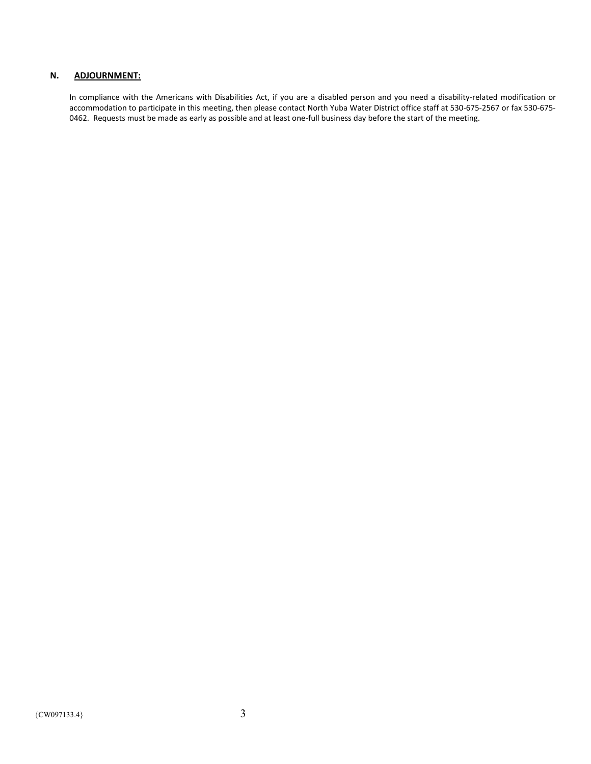## N. **ADJOURNMENT:**

In compliance with the Americans with Disabilities Act, if you are a disabled person and you need a disability-related modification or accommodation to participate in this meeting, then please contact North Yuba Water District office staff at 530-675-2567 or fax 530-675-0462. Requests must be made as early as possible and at least one-full business day before the start of the meeting.

{CW097133.4}